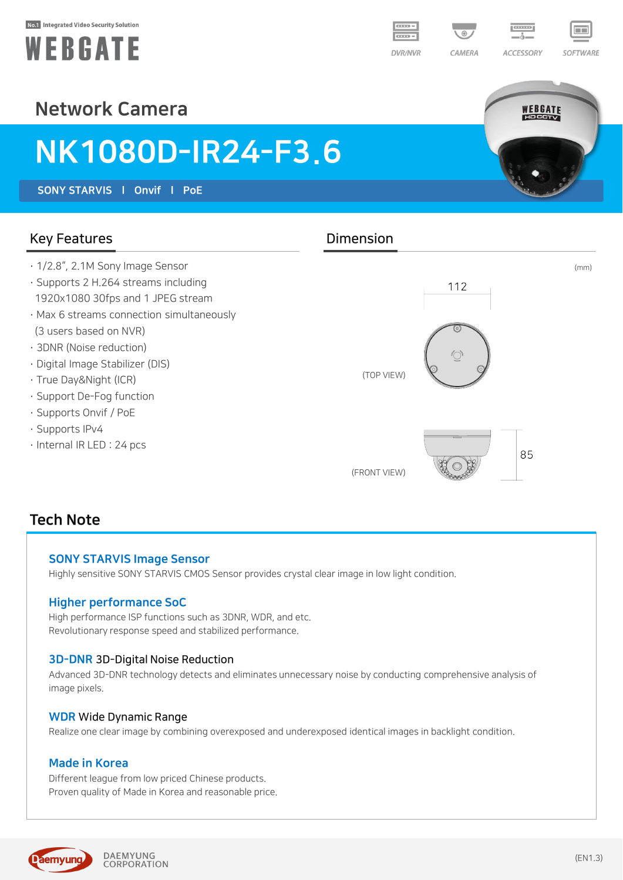No.1 Integrated Video Security Solution

WEBGATE

DVR/NVR CAMERA ACCESSORY SOFTWARE

# Network Camera

# NK1080D-IR24-F3.6

SONY STARVIS | Onvif | PoE

## Key Features

- 1/2.8", 2.1M Sony Image Sensor
- Supports 2 H.264 streams including 1920x1080 30fps and 1 JPEG stream
- Max 6 streams connection simultaneously (3 users based on NVR)
- 3DNR (Noise reduction)
- Digital Image Stabilizer (DIS)
- True Day&Night (ICR)
- Support De-Fog function
- Supports Onvif / PoE
- Supports IPv4
- Internal IR LED : 24 pcs

## Dimension

(mm)

112

(TOP VIEW)

85

(FRONT VIEW)

## Tech Note

### SONY STARVIS Image Sensor

Highly sensitive SONY STARVIS CMOS Sensor provides crystal clear image in low light condition.

### Higher performance SoC

High performance ISP functions such as 3DNR, WDR, and etc.
Revolutionary response speed and stabilized performance.

### 3D-DNR 3D-Digital Noise Reduction

Advanced 3D-DNR technology detects and eliminates unnecessary noise by conducting comprehensive analysis of image pixels.

### WDR Wide Dynamic Range

Realize one clear image by combining overexposed and underexposed identical images in backlight condition.

### Made in Korea

Different league from low priced Chinese products.
Proven quality of Made in Korea and reasonable price.

Daemyung DAEMYUNG CORPORATION

(EN1.3)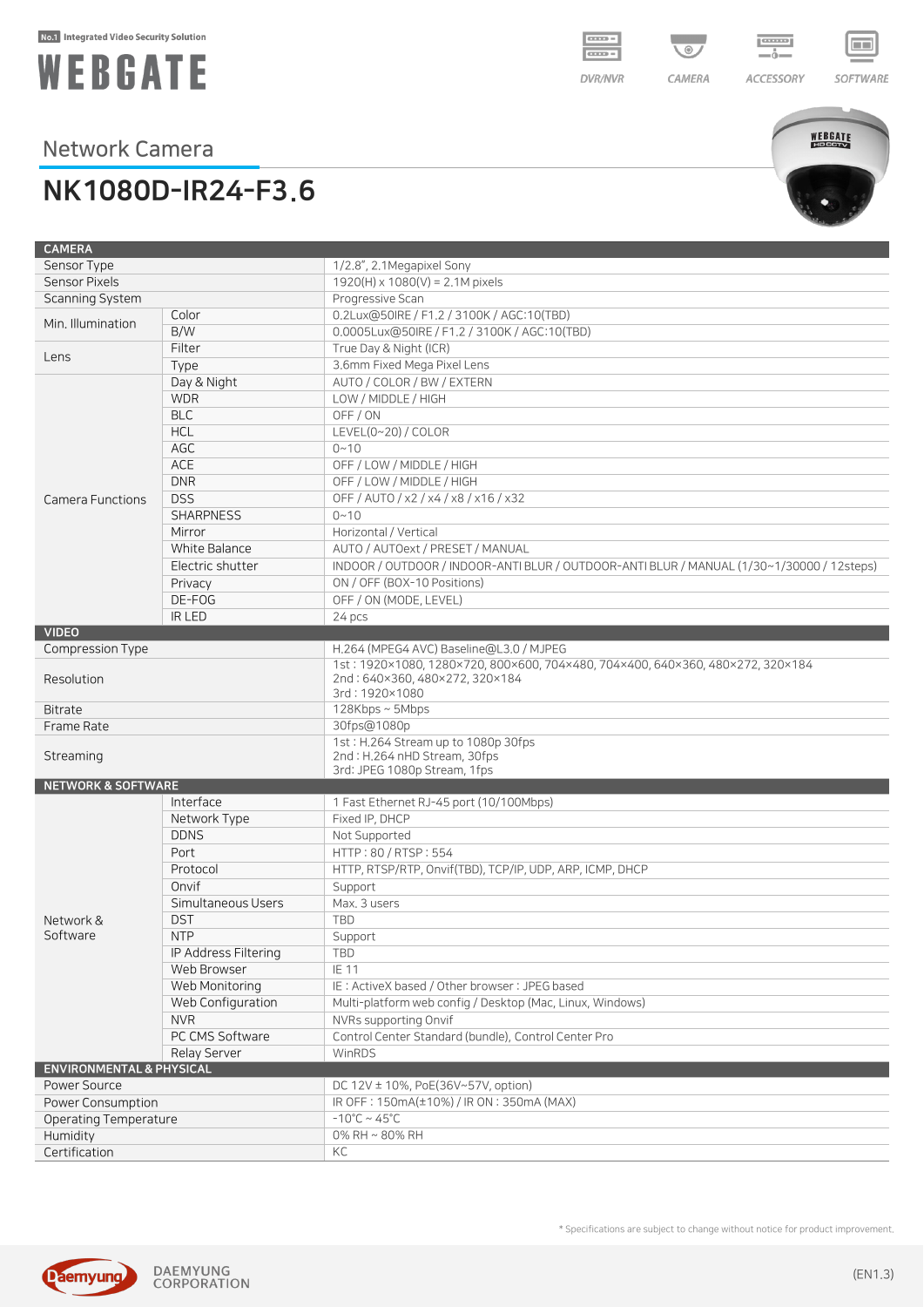No.1 Integrated Video Security Solution

# WEBGATE

DVR/NVR CAMERA ACCESSORY SOFTWARE

## Network Camera

# NK1080D-IR24-F3.6

| | | |
|---|---|---|
| **CAMERA** | | |
| Sensor Type | | 1/2.8", 2.1Megapixel Sony |
| Sensor Pixels | | 1920(H) x 1080(V) = 2.1M pixels |
| Scanning System | | Progressive Scan |
| Min. Illumination | Color | 0.2Lux@50IRE / F1.2 / 3100K / AGC:10(TBD) |
| | B/W | 0.0005Lux@50IRE / F1.2 / 3100K / AGC:10(TBD) |
| Lens | Filter | True Day & Night (ICR) |
| | Type | 3.6mm Fixed Mega Pixel Lens |
| Camera Functions | Day & Night | AUTO / COLOR / BW / EXTERN |
| | WDR | LOW / MIDDLE / HIGH |
| | BLC | OFF / ON |
| | HCL | LEVEL(0~20) / COLOR |
| | AGC | 0~10 |
| | ACE | OFF / LOW / MIDDLE / HIGH |
| | DNR | OFF / LOW / MIDDLE / HIGH |
| | DSS | OFF / AUTO / x2 / x4 / x8 / x16 / x32 |
| | SHARPNESS | 0~10 |
| | Mirror | Horizontal / Vertical |
| | White Balance | AUTO / AUTOext / PRESET / MANUAL |
| | Electric shutter | INDOOR / OUTDOOR / INDOOR-ANTI BLUR / OUTDOOR-ANTI BLUR / MANUAL (1/30~1/30000 / 12steps) |
| | Privacy | ON / OFF (BOX-10 Positions) |
| | DE-FOG | OFF / ON (MODE, LEVEL) |
| | IR LED | 24 pcs |
| **VIDEO** | | |
| Compression Type | | H.264 (MPEG4 AVC) Baseline@L3.0 / MJPEG |
| Resolution | | 1st : 1920×1080, 1280×720, 800×600, 704×480, 704×400, 640×360, 480×272, 320×184<br>2nd : 640×360, 480×272, 320×184<br>3rd : 1920×1080 |
| Bitrate | | 128Kbps ~ 5Mbps |
| Frame Rate | | 30fps@1080p |
| Streaming | | 1st : H.264 Stream up to 1080p 30fps<br>2nd : H.264 nHD Stream, 30fps<br>3rd: JPEG 1080p Stream, 1fps |
| **NETWORK & SOFTWARE** | | |
| Network & Software | Interface | 1 Fast Ethernet RJ-45 port (10/100Mbps) |
| | Network Type | Fixed IP, DHCP |
| | DDNS | Not Supported |
| | Port | HTTP : 80 / RTSP : 554 |
| | Protocol | HTTP, RTSP/RTP, Onvif(TBD), TCP/IP, UDP, ARP, ICMP, DHCP |
| | Onvif | Support |
| | Simultaneous Users | Max. 3 users |
| | DST | TBD |
| | NTP | Support |
| | IP Address Filtering | TBD |
| | Web Browser | IE 11 |
| | Web Monitoring | IE : ActiveX based / Other browser : JPEG based |
| | Web Configuration | Multi-platform web config / Desktop (Mac, Linux, Windows) |
| | NVR | NVRs supporting Onvif |
| | PC CMS Software | Control Center Standard (bundle), Control Center Pro |
| | Relay Server | WinRDS |
| **ENVIRONMENTAL & PHYSICAL** | | |
| Power Source | | DC 12V ± 10%, PoE(36V~57V, option) |
| Power Consumption | | IR OFF : 150mA(±10%) / IR ON : 350mA (MAX) |
| Operating Temperature | | -10°C ~ 45°C |
| Humidity | | 0% RH ~ 80% RH |
| Certification | | KC |

* Specifications are subject to change without notice for product improvement.

Daemyung DAEMYUNG CORPORATION

(EN1.3)